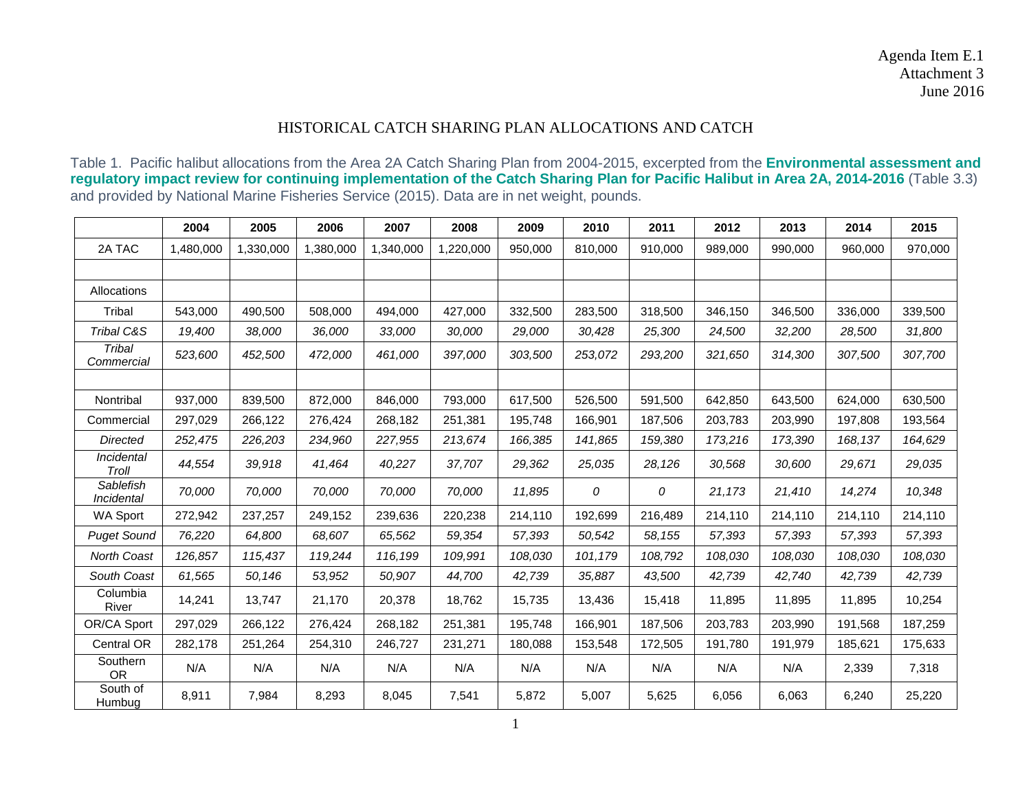Agenda Item E.1
Attachment 3
June 2016

# HISTORICAL CATCH SHARING PLAN ALLOCATIONS AND CATCH

Table 1. Pacific halibut allocations from the Area 2A Catch Sharing Plan from 2004-2015, excerpted from the **Environmental assessment and regulatory impact review for continuing implementation of the Catch Sharing Plan for Pacific Halibut in Area 2A, 2014-2016** (Table 3.3) and provided by National Marine Fisheries Service (2015). Data are in net weight, pounds.

| | 2004 | 2005 | 2006 | 2007 | 2008 | 2009 | 2010 | 2011 | 2012 | 2013 | 2014 | 2015 |
|---|---|---|---|---|---|---|---|---|---|---|---|---|
| 2A TAC | 1,480,000 | 1,330,000 | 1,380,000 | 1,340,000 | 1,220,000 | 950,000 | 810,000 | 910,000 | 989,000 | 990,000 | 960,000 | 970,000 |
| | | | | | | | | | | | | |
| Allocations | | | | | | | | | | | | |
| Tribal | 543,000 | 490,500 | 508,000 | 494,000 | 427,000 | 332,500 | 283,500 | 318,500 | 346,150 | 346,500 | 336,000 | 339,500 |
| *Tribal C&S* | *19,400* | *38,000* | *36,000* | *33,000* | *30,000* | *29,000* | *30,428* | *25,300* | *24,500* | *32,200* | *28,500* | *31,800* |
| *Tribal Commercial* | *523,600* | *452,500* | *472,000* | *461,000* | *397,000* | *303,500* | *253,072* | *293,200* | *321,650* | *314,300* | *307,500* | *307,700* |
| | | | | | | | | | | | | |
| Nontribal | 937,000 | 839,500 | 872,000 | 846,000 | 793,000 | 617,500 | 526,500 | 591,500 | 642,850 | 643,500 | 624,000 | 630,500 |
| Commercial | 297,029 | 266,122 | 276,424 | 268,182 | 251,381 | 195,748 | 166,901 | 187,506 | 203,783 | 203,990 | 197,808 | 193,564 |
| *Directed* | *252,475* | *226,203* | *234,960* | *227,955* | *213,674* | *166,385* | *141,865* | *159,380* | *173,216* | *173,390* | *168,137* | *164,629* |
| *Incidental Troll* | *44,554* | *39,918* | *41,464* | *40,227* | *37,707* | *29,362* | *25,035* | *28,126* | *30,568* | *30,600* | *29,671* | *29,035* |
| *Sablefish Incidental* | *70,000* | *70,000* | *70,000* | *70,000* | *70,000* | *11,895* | *0* | *0* | *21,173* | *21,410* | *14,274* | *10,348* |
| WA Sport | 272,942 | 237,257 | 249,152 | 239,636 | 220,238 | 214,110 | 192,699 | 216,489 | 214,110 | 214,110 | 214,110 | 214,110 |
| *Puget Sound* | *76,220* | *64,800* | *68,607* | *65,562* | *59,354* | *57,393* | *50,542* | *58,155* | *57,393* | *57,393* | *57,393* | *57,393* |
| *North Coast* | *126,857* | *115,437* | *119,244* | *116,199* | *109,991* | *108,030* | *101,179* | *108,792* | *108,030* | *108,030* | *108,030* | *108,030* |
| *South Coast* | *61,565* | *50,146* | *53,952* | *50,907* | *44,700* | *42,739* | *35,887* | *43,500* | *42,739* | *42,740* | *42,739* | *42,739* |
| Columbia River | 14,241 | 13,747 | 21,170 | 20,378 | 18,762 | 15,735 | 13,436 | 15,418 | 11,895 | 11,895 | 11,895 | 10,254 |
| OR/CA Sport | 297,029 | 266,122 | 276,424 | 268,182 | 251,381 | 195,748 | 166,901 | 187,506 | 203,783 | 203,990 | 191,568 | 187,259 |
| Central OR | 282,178 | 251,264 | 254,310 | 246,727 | 231,271 | 180,088 | 153,548 | 172,505 | 191,780 | 191,979 | 185,621 | 175,633 |
| Southern OR | N/A | N/A | N/A | N/A | N/A | N/A | N/A | N/A | N/A | N/A | 2,339 | 7,318 |
| South of Humbug | 8,911 | 7,984 | 8,293 | 8,045 | 7,541 | 5,872 | 5,007 | 5,625 | 6,056 | 6,063 | 6,240 | 25,220 |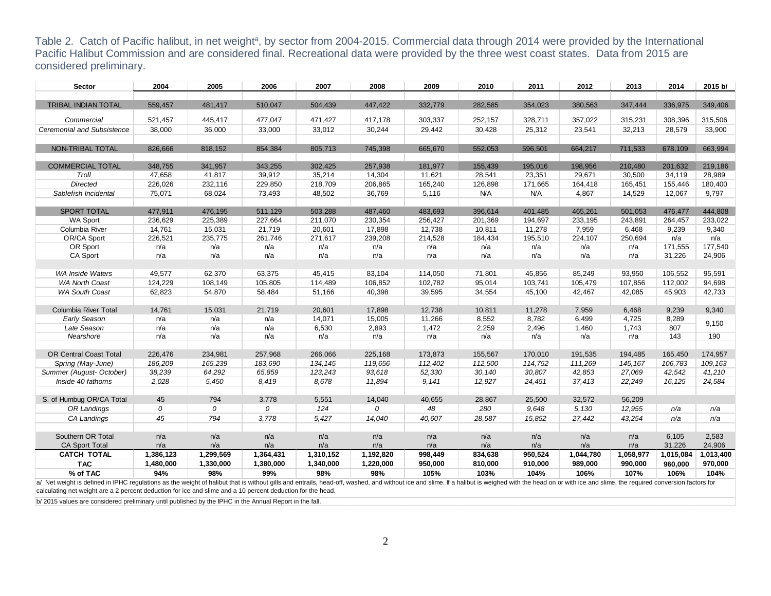Table 2. Catch of Pacific halibut, in net weight[a], by sector from 2004-2015. Commercial data through 2014 were provided by the International Pacific Halibut Commission and are considered final. Recreational data were provided by the three west coast states. Data from 2015 are considered preliminary.

| Sector | 2004 | 2005 | 2006 | 2007 | 2008 | 2009 | 2010 | 2011 | 2012 | 2013 | 2014 | 2015 b/ |
|---|---|---|---|---|---|---|---|---|---|---|---|---|
| TRIBAL INDIAN TOTAL | 559,457 | 481,417 | 510,047 | 504,439 | 447,422 | 332,779 | 282,585 | 354,023 | 380,563 | 347,444 | 336,975 | 349,406 |
| *Commercial* | 521,457 | 445,417 | 477,047 | 471,427 | 417,178 | 303,337 | 252,157 | 328,711 | 357,022 | 315,231 | 308,396 | 315,506 |
| *Ceremonial and Subsistence* | 38,000 | 36,000 | 33,000 | 33,012 | 30,244 | 29,442 | 30,428 | 25,312 | 23,541 | 32,213 | 28,579 | 33,900 |
| NON-TRIBAL TOTAL | 826,666 | 818,152 | 854,384 | 805,713 | 745,398 | 665,670 | 552,053 | 596,501 | 664,217 | 711,533 | 678,109 | 663,994 |
| COMMERCIAL TOTAL | 348,755 | 341,957 | 343,255 | 302,425 | 257,938 | 181,977 | 155,439 | 195,016 | 198,956 | 210,480 | 201,632 | 219,186 |
| *Troll* | 47,658 | 41,817 | 39,912 | 35,214 | 14,304 | 11,621 | 28,541 | 23,351 | 29,671 | 30,500 | 34,119 | 28,989 |
| *Directed* | 226,026 | 232,116 | 229,850 | 218,709 | 206,865 | 165,240 | 126,898 | 171,665 | 164,418 | 165,451 | 155,446 | 180,400 |
| *Sablefish Incidental* | 75,071 | 68,024 | 73,493 | 48,502 | 36,769 | 5,116 | N/A | N/A | 4,867 | 14,529 | 12,067 | 9,797 |
| SPORT TOTAL | 477,911 | 476,195 | 511,129 | 503,288 | 487,460 | 483,693 | 396,614 | 401,485 | 465,261 | 501,053 | 476,477 | 444,808 |
| WA Sport | 236,629 | 225,389 | 227,664 | 211,070 | 230,354 | 256,427 | 201,369 | 194,697 | 233,195 | 243,891 | 264,457 | 233,022 |
| Columbia River | 14,761 | 15,031 | 21,719 | 20,601 | 17,898 | 12,738 | 10,811 | 11,278 | 7,959 | 6,468 | 9,239 | 9,340 |
| OR/CA Sport | 226,521 | 235,775 | 261,746 | 271,617 | 239,208 | 214,528 | 184,434 | 195,510 | 224,107 | 250,694 | n/a | n/a |
| OR Sport | n/a | n/a | n/a | n/a | n/a | n/a | n/a | n/a | n/a | n/a | 171,555 | 177,540 |
| CA Sport | n/a | n/a | n/a | n/a | n/a | n/a | n/a | n/a | n/a | n/a | 31,226 | 24,906 |
| *WA Inside Waters* | 49,577 | 62,370 | 63,375 | 45,415 | 83,104 | 114,050 | 71,801 | 45,856 | 85,249 | 93,950 | 106,552 | 95,591 |
| *WA North Coast* | 124,229 | 108,149 | 105,805 | 114,489 | 106,852 | 102,782 | 95,014 | 103,741 | 105,479 | 107,856 | 112,002 | 94,698 |
| *WA South Coast* | 62,823 | 54,870 | 58,484 | 51,166 | 40,398 | 39,595 | 34,554 | 45,100 | 42,467 | 42,085 | 45,903 | 42,733 |
| Columbia River Total | 14,761 | 15,031 | 21,719 | 20,601 | 17,898 | 12,738 | 10,811 | 11,278 | 7,959 | 6,468 | 9,239 | 9,340 |
| *Early Season* | n/a | n/a | n/a | 14,071 | 15,005 | 11,266 | 8,552 | 8,782 | 6,499 | 4,725 | 8,289 | 9,150 |
| *Late Season* | n/a | n/a | n/a | 6,530 | 2,893 | 1,472 | 2,259 | 2,496 | 1,460 | 1,743 | 807 | |
| *Nearshore* | n/a | n/a | n/a | n/a | n/a | n/a | n/a | n/a | n/a | n/a | 143 | 190 |
| OR Central Coast Total | 226,476 | 234,981 | 257,968 | 266,066 | 225,168 | 173,873 | 155,567 | 170,010 | 191,535 | 194,485 | 165,450 | 174,957 |
| *Spring (May-June)* | *186,209* | *165,239* | *183,690* | *134,145* | *119,656* | *112,402* | *112,500* | *114,752* | *111,269* | *145,167* | *106,783* | *109,163* |
| *Summer (August- October)* | *38,239* | *64,292* | *65,859* | *123,243* | *93,618* | *52,330* | *30,140* | *30,807* | *42,853* | *27,069* | *42,542* | *41,210* |
| *Inside 40 fathoms* | *2,028* | *5,450* | *8,419* | *8,678* | *11,894* | *9,141* | *12,927* | *24,451* | *37,413* | *22,249* | *16,125* | *24,584* |
| S. of Humbug OR/CA Total | 45 | 794 | 3,778 | 5,551 | 14,040 | 40,655 | 28,867 | 25,500 | 32,572 | 56,209 | | |
| *OR Landings* | *0* | *0* | *0* | *124* | *0* | *48* | *280* | *9,648* | *5,130* | *12,955* | *n/a* | *n/a* |
| *CA Landings* | *45* | *794* | *3,778* | *5,427* | *14,040* | *40,607* | *28,587* | *15,852* | *27,442* | *43,254* | *n/a* | *n/a* |
| Southern OR Total | n/a | n/a | n/a | n/a | n/a | n/a | n/a | n/a | n/a | n/a | 6,105 | 2,583 |
| CA Sport Total | n/a | n/a | n/a | n/a | n/a | n/a | n/a | n/a | n/a | n/a | 31,226 | 24,906 |
| **CATCH TOTAL** | **1,386,123** | **1,299,569** | **1,364,431** | **1,310,152** | **1,192,820** | **998,449** | **834,638** | **950,524** | **1,044,780** | **1,058,977** | **1,015,084** | **1,013,400** |
| **TAC** | **1,480,000** | **1,330,000** | **1,380,000** | **1,340,000** | **1,220,000** | **950,000** | **810,000** | **910,000** | **989,000** | **990,000** | **960,000** | **970,000** |
| **% of TAC** | **94%** | **98%** | **99%** | **98%** | **98%** | **105%** | **103%** | **104%** | **106%** | **107%** | **106%** | **104%** |

a/ Net weight is defined in IPHC regulations as the weight of halibut that is without gills and entrails, head-off, washed, and without ice and slime. If a halibut is weighed with the head on or with ice and slime, the required conversion factors for calculating net weight are a 2 percent deduction for ice and slime and a 10 percent deduction for the head.

b/ 2015 values are considered preliminary until published by the IPHC in the Annual Report in the fall.